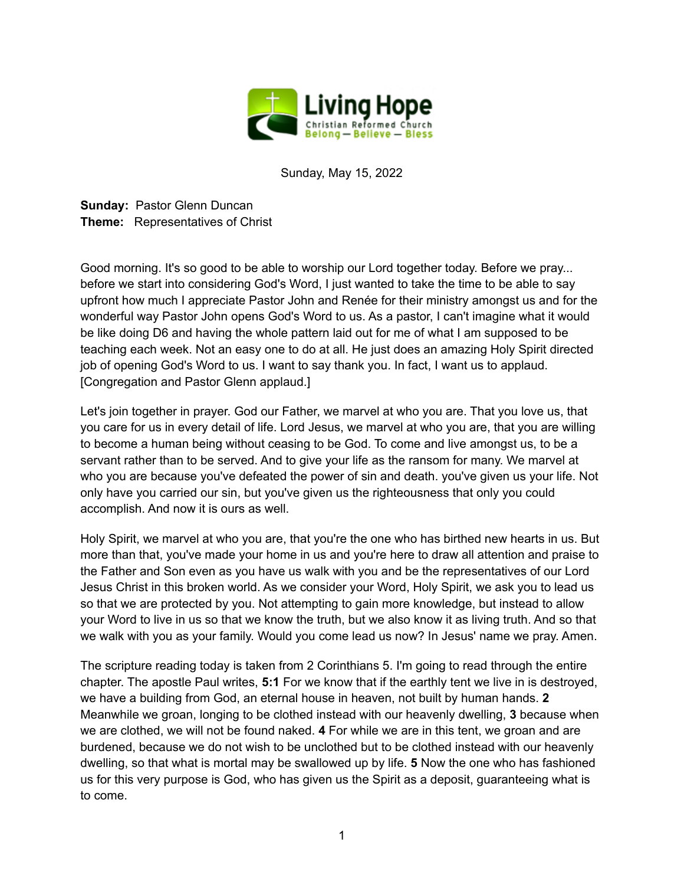Sunday, May 15, 2022

**Sunday:** Pastor Glenn Duncan
**Theme:** Representatives of Christ

Good morning. It's so good to be able to worship our Lord together today. Before we pray... before we start into considering God's Word, I just wanted to take the time to be able to say upfront how much I appreciate Pastor John and Renée for their ministry amongst us and for the wonderful way Pastor John opens God's Word to us. As a pastor, I can't imagine what it would be like doing D6 and having the whole pattern laid out for me of what I am supposed to be teaching each week. Not an easy one to do at all. He just does an amazing Holy Spirit directed job of opening God's Word to us. I want to say thank you. In fact, I want us to applaud. [Congregation and Pastor Glenn applaud.]

Let's join together in prayer. God our Father, we marvel at who you are. That you love us, that you care for us in every detail of life. Lord Jesus, we marvel at who you are, that you are willing to become a human being without ceasing to be God. To come and live amongst us, to be a servant rather than to be served. And to give your life as the ransom for many. We marvel at who you are because you've defeated the power of sin and death. you've given us your life. Not only have you carried our sin, but you've given us the righteousness that only you could accomplish. And now it is ours as well.

Holy Spirit, we marvel at who you are, that you're the one who has birthed new hearts in us. But more than that, you've made your home in us and you're here to draw all attention and praise to the Father and Son even as you have us walk with you and be the representatives of our Lord Jesus Christ in this broken world. As we consider your Word, Holy Spirit, we ask you to lead us so that we are protected by you. Not attempting to gain more knowledge, but instead to allow your Word to live in us so that we know the truth, but we also know it as living truth. And so that we walk with you as your family. Would you come lead us now? In Jesus' name we pray. Amen.

The scripture reading today is taken from 2 Corinthians 5. I'm going to read through the entire chapter. The apostle Paul writes, **5:1** For we know that if the earthly tent we live in is destroyed, we have a building from God, an eternal house in heaven, not built by human hands. **2** Meanwhile we groan, longing to be clothed instead with our heavenly dwelling, **3** because when we are clothed, we will not be found naked. **4** For while we are in this tent, we groan and are burdened, because we do not wish to be unclothed but to be clothed instead with our heavenly dwelling, so that what is mortal may be swallowed up by life. **5** Now the one who has fashioned us for this very purpose is God, who has given us the Spirit as a deposit, guaranteeing what is to come.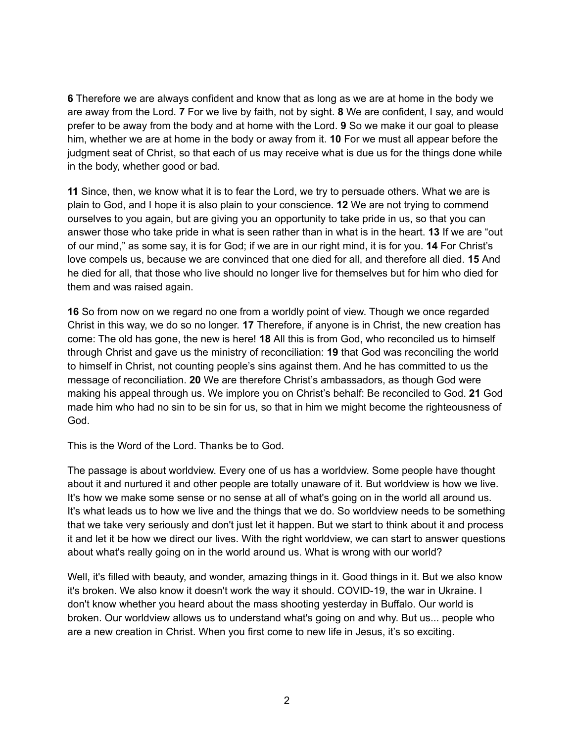**6** Therefore we are always confident and know that as long as we are at home in the body we are away from the Lord. **7** For we live by faith, not by sight. **8** We are confident, I say, and would prefer to be away from the body and at home with the Lord. **9** So we make it our goal to please him, whether we are at home in the body or away from it. **10** For we must all appear before the judgment seat of Christ, so that each of us may receive what is due us for the things done while in the body, whether good or bad.

**11** Since, then, we know what it is to fear the Lord, we try to persuade others. What we are is plain to God, and I hope it is also plain to your conscience. **12** We are not trying to commend ourselves to you again, but are giving you an opportunity to take pride in us, so that you can answer those who take pride in what is seen rather than in what is in the heart. **13** If we are "out of our mind," as some say, it is for God; if we are in our right mind, it is for you. **14** For Christ's love compels us, because we are convinced that one died for all, and therefore all died. **15** And he died for all, that those who live should no longer live for themselves but for him who died for them and was raised again.

**16** So from now on we regard no one from a worldly point of view. Though we once regarded Christ in this way, we do so no longer. **17** Therefore, if anyone is in Christ, the new creation has come: The old has gone, the new is here! **18** All this is from God, who reconciled us to himself through Christ and gave us the ministry of reconciliation: **19** that God was reconciling the world to himself in Christ, not counting people's sins against them. And he has committed to us the message of reconciliation. **20** We are therefore Christ's ambassadors, as though God were making his appeal through us. We implore you on Christ's behalf: Be reconciled to God. **21** God made him who had no sin to be sin for us, so that in him we might become the righteousness of God.

This is the Word of the Lord. Thanks be to God.

The passage is about worldview. Every one of us has a worldview. Some people have thought about it and nurtured it and other people are totally unaware of it. But worldview is how we live. It's how we make some sense or no sense at all of what's going on in the world all around us. It's what leads us to how we live and the things that we do. So worldview needs to be something that we take very seriously and don't just let it happen. But we start to think about it and process it and let it be how we direct our lives. With the right worldview, we can start to answer questions about what's really going on in the world around us. What is wrong with our world?

Well, it's filled with beauty, and wonder, amazing things in it. Good things in it. But we also know it's broken. We also know it doesn't work the way it should. COVID-19, the war in Ukraine. I don't know whether you heard about the mass shooting yesterday in Buffalo. Our world is broken. Our worldview allows us to understand what's going on and why. But us... people who are a new creation in Christ. When you first come to new life in Jesus, it's so exciting.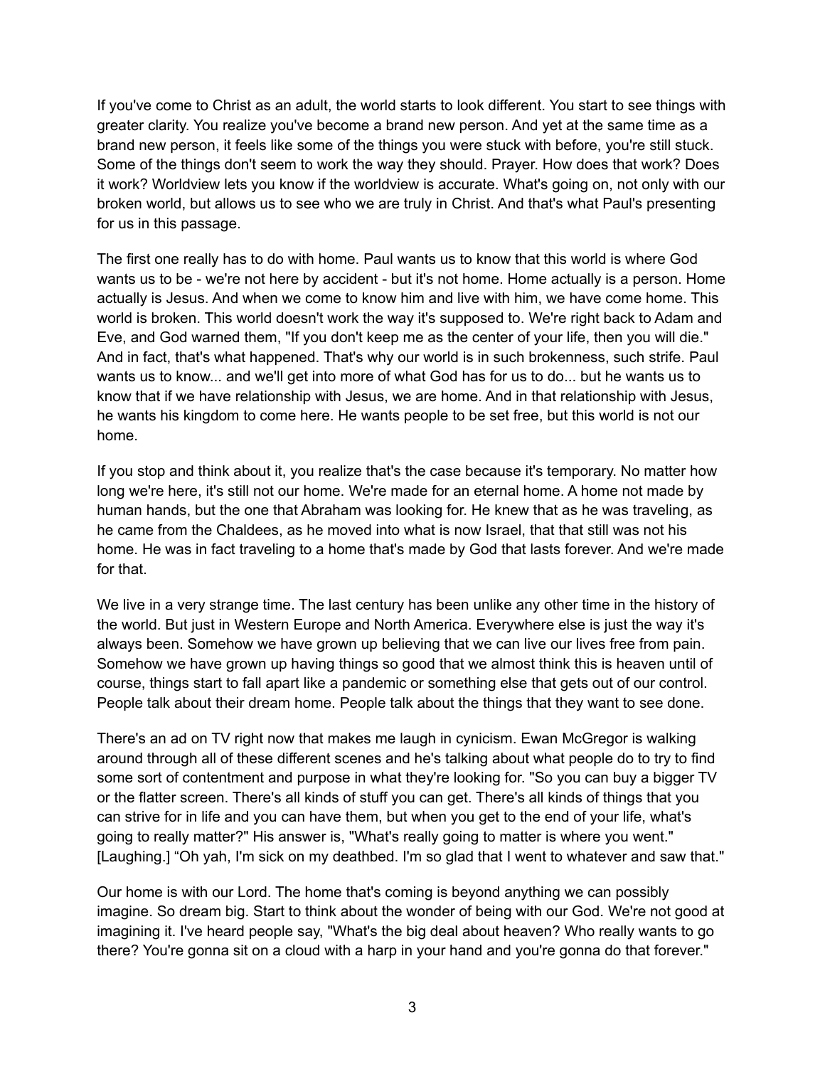If you've come to Christ as an adult, the world starts to look different. You start to see things with greater clarity. You realize you've become a brand new person. And yet at the same time as a brand new person, it feels like some of the things you were stuck with before, you're still stuck. Some of the things don't seem to work the way they should. Prayer. How does that work? Does it work? Worldview lets you know if the worldview is accurate. What's going on, not only with our broken world, but allows us to see who we are truly in Christ. And that's what Paul's presenting for us in this passage.

The first one really has to do with home. Paul wants us to know that this world is where God wants us to be - we're not here by accident - but it's not home. Home actually is a person. Home actually is Jesus. And when we come to know him and live with him, we have come home. This world is broken. This world doesn't work the way it's supposed to. We're right back to Adam and Eve, and God warned them, "If you don't keep me as the center of your life, then you will die." And in fact, that's what happened. That's why our world is in such brokenness, such strife. Paul wants us to know... and we'll get into more of what God has for us to do... but he wants us to know that if we have relationship with Jesus, we are home. And in that relationship with Jesus, he wants his kingdom to come here. He wants people to be set free, but this world is not our home.

If you stop and think about it, you realize that's the case because it's temporary. No matter how long we're here, it's still not our home. We're made for an eternal home. A home not made by human hands, but the one that Abraham was looking for. He knew that as he was traveling, as he came from the Chaldees, as he moved into what is now Israel, that that still was not his home. He was in fact traveling to a home that's made by God that lasts forever. And we're made for that.

We live in a very strange time. The last century has been unlike any other time in the history of the world. But just in Western Europe and North America. Everywhere else is just the way it's always been. Somehow we have grown up believing that we can live our lives free from pain. Somehow we have grown up having things so good that we almost think this is heaven until of course, things start to fall apart like a pandemic or something else that gets out of our control. People talk about their dream home. People talk about the things that they want to see done.

There's an ad on TV right now that makes me laugh in cynicism. Ewan McGregor is walking around through all of these different scenes and he's talking about what people do to try to find some sort of contentment and purpose in what they're looking for. "So you can buy a bigger TV or the flatter screen. There's all kinds of stuff you can get. There's all kinds of things that you can strive for in life and you can have them, but when you get to the end of your life, what's going to really matter?" His answer is, "What's really going to matter is where you went." [Laughing.] "Oh yah, I'm sick on my deathbed. I'm so glad that I went to whatever and saw that."

Our home is with our Lord. The home that's coming is beyond anything we can possibly imagine. So dream big. Start to think about the wonder of being with our God. We're not good at imagining it. I've heard people say, "What's the big deal about heaven? Who really wants to go there? You're gonna sit on a cloud with a harp in your hand and you're gonna do that forever."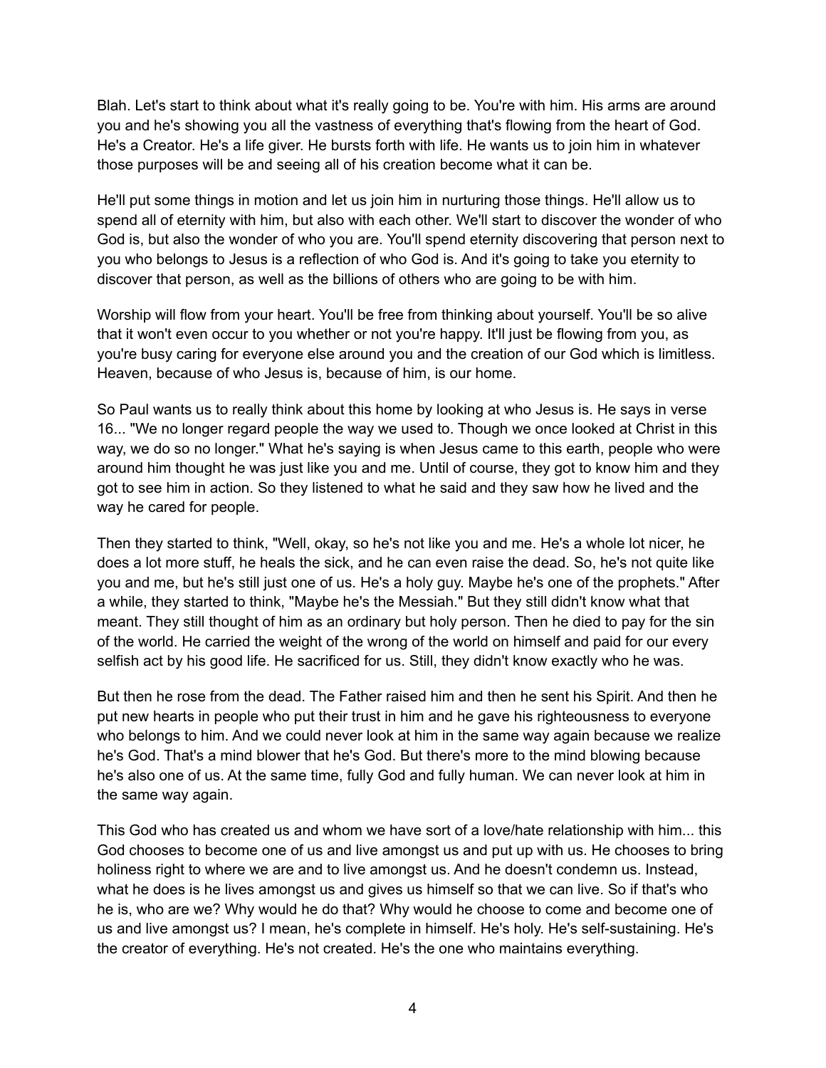Blah. Let's start to think about what it's really going to be. You're with him. His arms are around you and he's showing you all the vastness of everything that's flowing from the heart of God. He's a Creator. He's a life giver. He bursts forth with life. He wants us to join him in whatever those purposes will be and seeing all of his creation become what it can be.

He'll put some things in motion and let us join him in nurturing those things. He'll allow us to spend all of eternity with him, but also with each other. We'll start to discover the wonder of who God is, but also the wonder of who you are. You'll spend eternity discovering that person next to you who belongs to Jesus is a reflection of who God is. And it's going to take you eternity to discover that person, as well as the billions of others who are going to be with him.

Worship will flow from your heart. You'll be free from thinking about yourself. You'll be so alive that it won't even occur to you whether or not you're happy. It'll just be flowing from you, as you're busy caring for everyone else around you and the creation of our God which is limitless. Heaven, because of who Jesus is, because of him, is our home.

So Paul wants us to really think about this home by looking at who Jesus is. He says in verse 16... "We no longer regard people the way we used to. Though we once looked at Christ in this way, we do so no longer." What he's saying is when Jesus came to this earth, people who were around him thought he was just like you and me. Until of course, they got to know him and they got to see him in action. So they listened to what he said and they saw how he lived and the way he cared for people.

Then they started to think, "Well, okay, so he's not like you and me. He's a whole lot nicer, he does a lot more stuff, he heals the sick, and he can even raise the dead. So, he's not quite like you and me, but he's still just one of us. He's a holy guy. Maybe he's one of the prophets." After a while, they started to think, "Maybe he's the Messiah." But they still didn't know what that meant. They still thought of him as an ordinary but holy person. Then he died to pay for the sin of the world. He carried the weight of the wrong of the world on himself and paid for our every selfish act by his good life. He sacrificed for us. Still, they didn't know exactly who he was.

But then he rose from the dead. The Father raised him and then he sent his Spirit. And then he put new hearts in people who put their trust in him and he gave his righteousness to everyone who belongs to him. And we could never look at him in the same way again because we realize he's God. That's a mind blower that he's God. But there's more to the mind blowing because he's also one of us. At the same time, fully God and fully human. We can never look at him in the same way again.

This God who has created us and whom we have sort of a love/hate relationship with him... this God chooses to become one of us and live amongst us and put up with us. He chooses to bring holiness right to where we are and to live amongst us. And he doesn't condemn us. Instead, what he does is he lives amongst us and gives us himself so that we can live. So if that's who he is, who are we? Why would he do that? Why would he choose to come and become one of us and live amongst us? I mean, he's complete in himself. He's holy. He's self-sustaining. He's the creator of everything. He's not created. He's the one who maintains everything.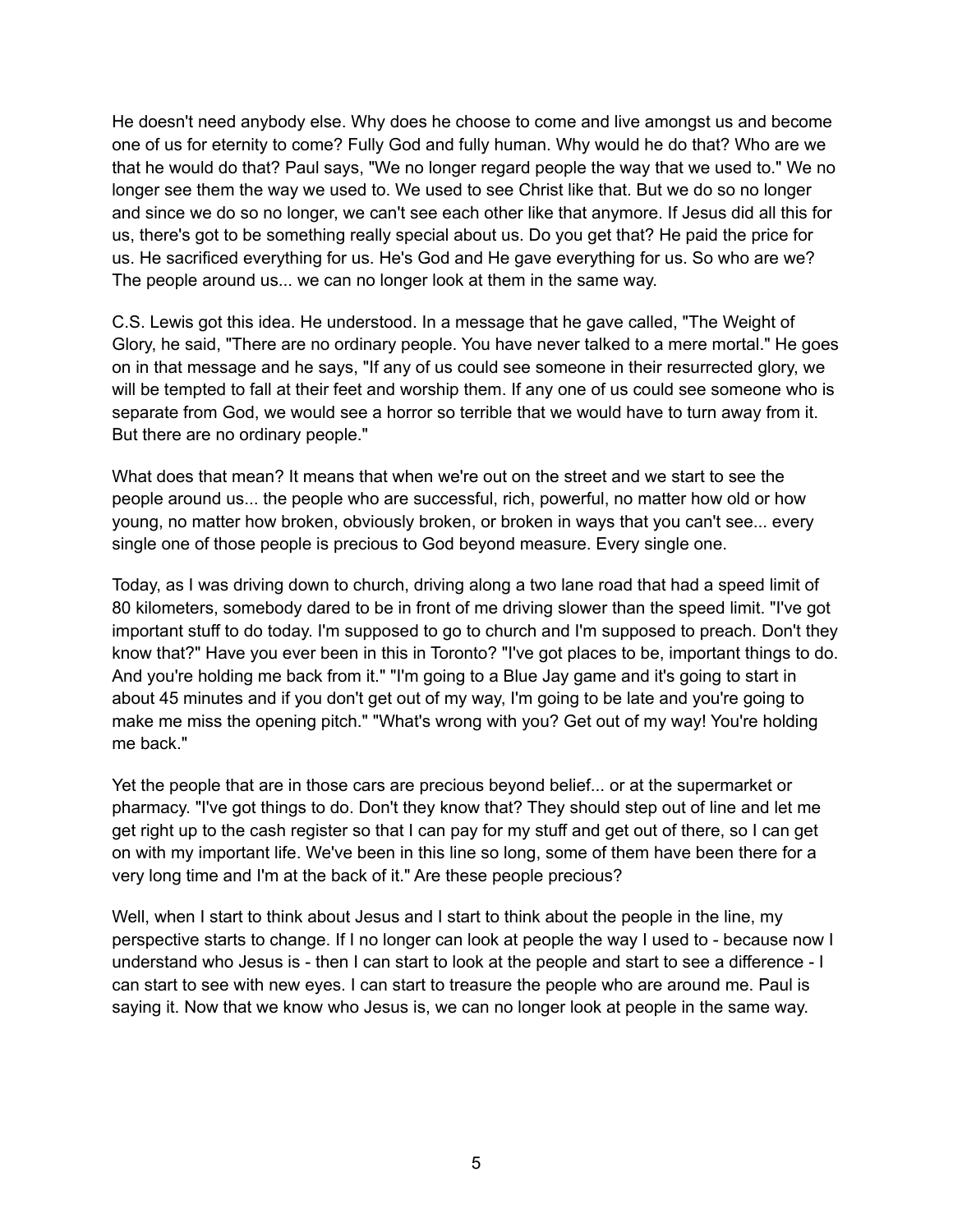He doesn't need anybody else. Why does he choose to come and live amongst us and become one of us for eternity to come? Fully God and fully human. Why would he do that? Who are we that he would do that? Paul says, "We no longer regard people the way that we used to." We no longer see them the way we used to. We used to see Christ like that. But we do so no longer and since we do so no longer, we can't see each other like that anymore. If Jesus did all this for us, there's got to be something really special about us. Do you get that? He paid the price for us. He sacrificed everything for us. He's God and He gave everything for us. So who are we? The people around us... we can no longer look at them in the same way.

C.S. Lewis got this idea. He understood. In a message that he gave called, "The Weight of Glory, he said, "There are no ordinary people. You have never talked to a mere mortal." He goes on in that message and he says, "If any of us could see someone in their resurrected glory, we will be tempted to fall at their feet and worship them. If any one of us could see someone who is separate from God, we would see a horror so terrible that we would have to turn away from it. But there are no ordinary people."

What does that mean? It means that when we're out on the street and we start to see the people around us... the people who are successful, rich, powerful, no matter how old or how young, no matter how broken, obviously broken, or broken in ways that you can't see... every single one of those people is precious to God beyond measure. Every single one.

Today, as I was driving down to church, driving along a two lane road that had a speed limit of 80 kilometers, somebody dared to be in front of me driving slower than the speed limit. "I've got important stuff to do today. I'm supposed to go to church and I'm supposed to preach. Don't they know that?" Have you ever been in this in Toronto? "I've got places to be, important things to do. And you're holding me back from it." "I'm going to a Blue Jay game and it's going to start in about 45 minutes and if you don't get out of my way, I'm going to be late and you're going to make me miss the opening pitch." "What's wrong with you? Get out of my way! You're holding me back."

Yet the people that are in those cars are precious beyond belief... or at the supermarket or pharmacy. "I've got things to do. Don't they know that? They should step out of line and let me get right up to the cash register so that I can pay for my stuff and get out of there, so I can get on with my important life. We've been in this line so long, some of them have been there for a very long time and I'm at the back of it." Are these people precious?

Well, when I start to think about Jesus and I start to think about the people in the line, my perspective starts to change. If I no longer can look at people the way I used to - because now I understand who Jesus is - then I can start to look at the people and start to see a difference - I can start to see with new eyes. I can start to treasure the people who are around me. Paul is saying it. Now that we know who Jesus is, we can no longer look at people in the same way.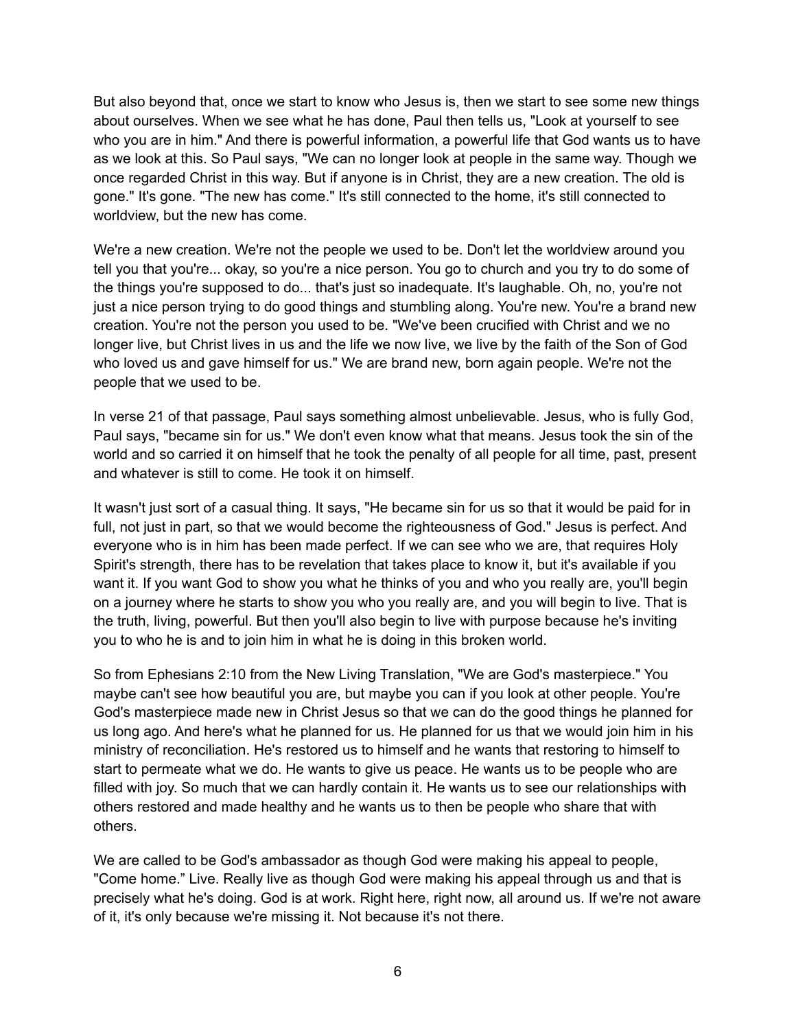But also beyond that, once we start to know who Jesus is, then we start to see some new things about ourselves. When we see what he has done, Paul then tells us, "Look at yourself to see who you are in him." And there is powerful information, a powerful life that God wants us to have as we look at this. So Paul says, "We can no longer look at people in the same way. Though we once regarded Christ in this way. But if anyone is in Christ, they are a new creation. The old is gone." It's gone. "The new has come." It's still connected to the home, it's still connected to worldview, but the new has come.

We're a new creation. We're not the people we used to be. Don't let the worldview around you tell you that you're... okay, so you're a nice person. You go to church and you try to do some of the things you're supposed to do... that's just so inadequate. It's laughable. Oh, no, you're not just a nice person trying to do good things and stumbling along. You're new. You're a brand new creation. You're not the person you used to be. "We've been crucified with Christ and we no longer live, but Christ lives in us and the life we now live, we live by the faith of the Son of God who loved us and gave himself for us." We are brand new, born again people. We're not the people that we used to be.

In verse 21 of that passage, Paul says something almost unbelievable. Jesus, who is fully God, Paul says, "became sin for us." We don't even know what that means. Jesus took the sin of the world and so carried it on himself that he took the penalty of all people for all time, past, present and whatever is still to come. He took it on himself.

It wasn't just sort of a casual thing. It says, "He became sin for us so that it would be paid for in full, not just in part, so that we would become the righteousness of God." Jesus is perfect. And everyone who is in him has been made perfect. If we can see who we are, that requires Holy Spirit's strength, there has to be revelation that takes place to know it, but it's available if you want it. If you want God to show you what he thinks of you and who you really are, you'll begin on a journey where he starts to show you who you really are, and you will begin to live. That is the truth, living, powerful. But then you'll also begin to live with purpose because he's inviting you to who he is and to join him in what he is doing in this broken world.

So from Ephesians 2:10 from the New Living Translation, "We are God's masterpiece." You maybe can't see how beautiful you are, but maybe you can if you look at other people. You're God's masterpiece made new in Christ Jesus so that we can do the good things he planned for us long ago. And here's what he planned for us. He planned for us that we would join him in his ministry of reconciliation. He's restored us to himself and he wants that restoring to himself to start to permeate what we do. He wants to give us peace. He wants us to be people who are filled with joy. So much that we can hardly contain it. He wants us to see our relationships with others restored and made healthy and he wants us to then be people who share that with others.

We are called to be God's ambassador as though God were making his appeal to people, "Come home." Live. Really live as though God were making his appeal through us and that is precisely what he's doing. God is at work. Right here, right now, all around us. If we're not aware of it, it's only because we're missing it. Not because it's not there.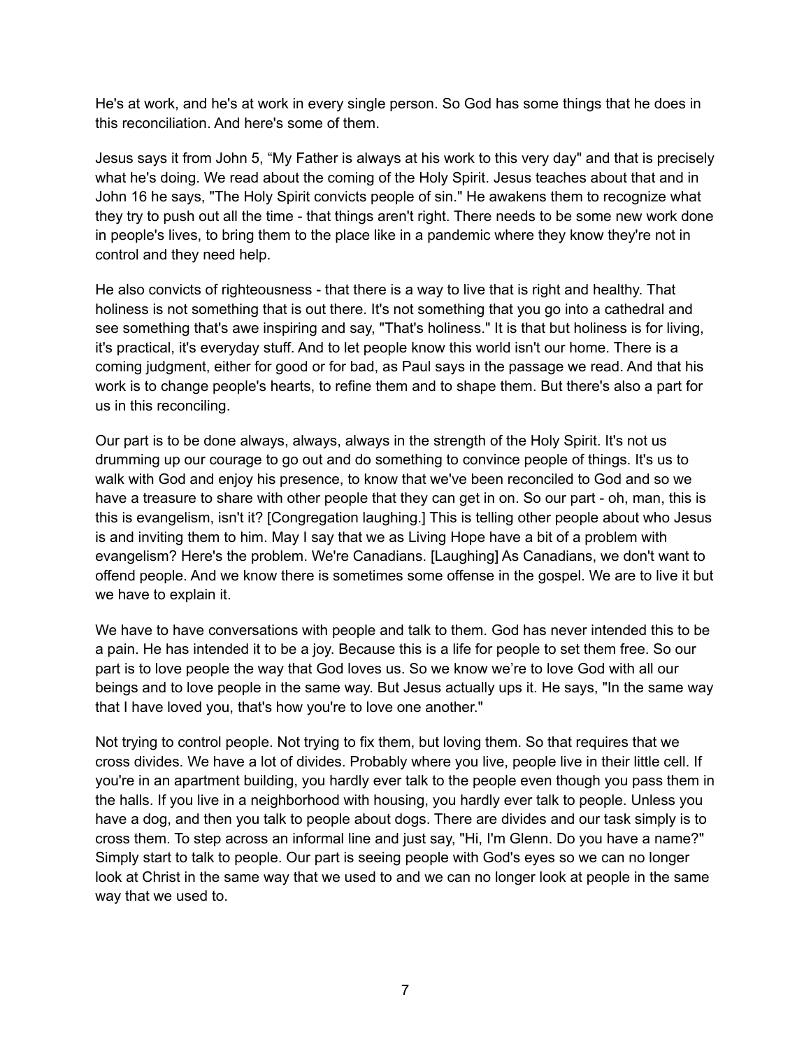He's at work, and he's at work in every single person. So God has some things that he does in this reconciliation. And here's some of them.

Jesus says it from John 5, “My Father is always at his work to this very day" and that is precisely what he's doing. We read about the coming of the Holy Spirit. Jesus teaches about that and in John 16 he says, "The Holy Spirit convicts people of sin." He awakens them to recognize what they try to push out all the time - that things aren't right. There needs to be some new work done in people's lives, to bring them to the place like in a pandemic where they know they're not in control and they need help.

He also convicts of righteousness - that there is a way to live that is right and healthy. That holiness is not something that is out there. It's not something that you go into a cathedral and see something that's awe inspiring and say, "That's holiness." It is that but holiness is for living, it's practical, it's everyday stuff. And to let people know this world isn't our home. There is a coming judgment, either for good or for bad, as Paul says in the passage we read. And that his work is to change people's hearts, to refine them and to shape them. But there's also a part for us in this reconciling.

Our part is to be done always, always, always in the strength of the Holy Spirit. It's not us drumming up our courage to go out and do something to convince people of things. It's us to walk with God and enjoy his presence, to know that we've been reconciled to God and so we have a treasure to share with other people that they can get in on. So our part - oh, man, this is this is evangelism, isn't it? [Congregation laughing.] This is telling other people about who Jesus is and inviting them to him. May I say that we as Living Hope have a bit of a problem with evangelism? Here's the problem. We're Canadians. [Laughing] As Canadians, we don't want to offend people. And we know there is sometimes some offense in the gospel. We are to live it but we have to explain it.

We have to have conversations with people and talk to them. God has never intended this to be a pain. He has intended it to be a joy. Because this is a life for people to set them free. So our part is to love people the way that God loves us. So we know we’re to love God with all our beings and to love people in the same way. But Jesus actually ups it. He says, "In the same way that I have loved you, that's how you're to love one another."

Not trying to control people. Not trying to fix them, but loving them. So that requires that we cross divides. We have a lot of divides. Probably where you live, people live in their little cell. If you're in an apartment building, you hardly ever talk to the people even though you pass them in the halls. If you live in a neighborhood with housing, you hardly ever talk to people. Unless you have a dog, and then you talk to people about dogs. There are divides and our task simply is to cross them. To step across an informal line and just say, "Hi, I'm Glenn. Do you have a name?" Simply start to talk to people. Our part is seeing people with God's eyes so we can no longer look at Christ in the same way that we used to and we can no longer look at people in the same way that we used to.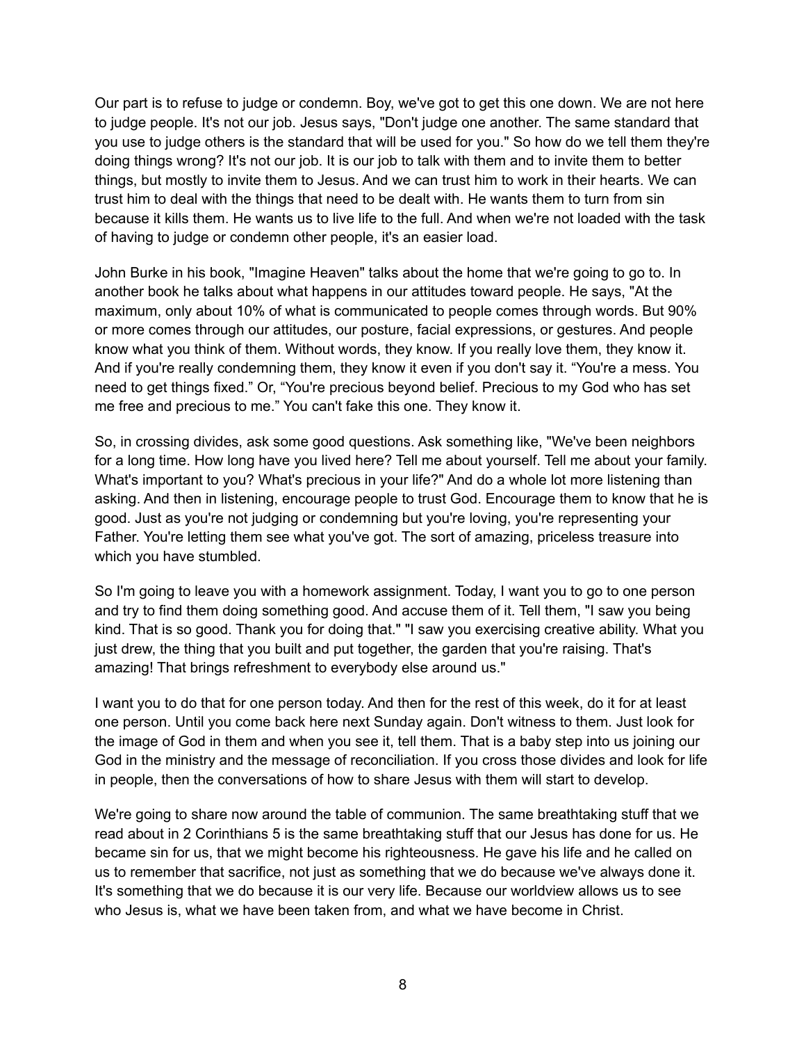Our part is to refuse to judge or condemn. Boy, we've got to get this one down. We are not here to judge people. It's not our job. Jesus says, "Don't judge one another. The same standard that you use to judge others is the standard that will be used for you." So how do we tell them they're doing things wrong? It's not our job. It is our job to talk with them and to invite them to better things, but mostly to invite them to Jesus. And we can trust him to work in their hearts. We can trust him to deal with the things that need to be dealt with. He wants them to turn from sin because it kills them. He wants us to live life to the full. And when we're not loaded with the task of having to judge or condemn other people, it's an easier load.

John Burke in his book, "Imagine Heaven" talks about the home that we're going to go to. In another book he talks about what happens in our attitudes toward people. He says, "At the maximum, only about 10% of what is communicated to people comes through words. But 90% or more comes through our attitudes, our posture, facial expressions, or gestures. And people know what you think of them. Without words, they know. If you really love them, they know it. And if you're really condemning them, they know it even if you don't say it. "You're a mess. You need to get things fixed." Or, "You're precious beyond belief. Precious to my God who has set me free and precious to me." You can't fake this one. They know it.

So, in crossing divides, ask some good questions. Ask something like, "We've been neighbors for a long time. How long have you lived here? Tell me about yourself. Tell me about your family. What's important to you? What's precious in your life?" And do a whole lot more listening than asking. And then in listening, encourage people to trust God. Encourage them to know that he is good. Just as you're not judging or condemning but you're loving, you're representing your Father. You're letting them see what you've got. The sort of amazing, priceless treasure into which you have stumbled.

So I'm going to leave you with a homework assignment. Today, I want you to go to one person and try to find them doing something good. And accuse them of it. Tell them, "I saw you being kind. That is so good. Thank you for doing that." "I saw you exercising creative ability. What you just drew, the thing that you built and put together, the garden that you're raising. That's amazing! That brings refreshment to everybody else around us."

I want you to do that for one person today. And then for the rest of this week, do it for at least one person. Until you come back here next Sunday again. Don't witness to them. Just look for the image of God in them and when you see it, tell them. That is a baby step into us joining our God in the ministry and the message of reconciliation. If you cross those divides and look for life in people, then the conversations of how to share Jesus with them will start to develop.

We're going to share now around the table of communion. The same breathtaking stuff that we read about in 2 Corinthians 5 is the same breathtaking stuff that our Jesus has done for us. He became sin for us, that we might become his righteousness. He gave his life and he called on us to remember that sacrifice, not just as something that we do because we've always done it. It's something that we do because it is our very life. Because our worldview allows us to see who Jesus is, what we have been taken from, and what we have become in Christ.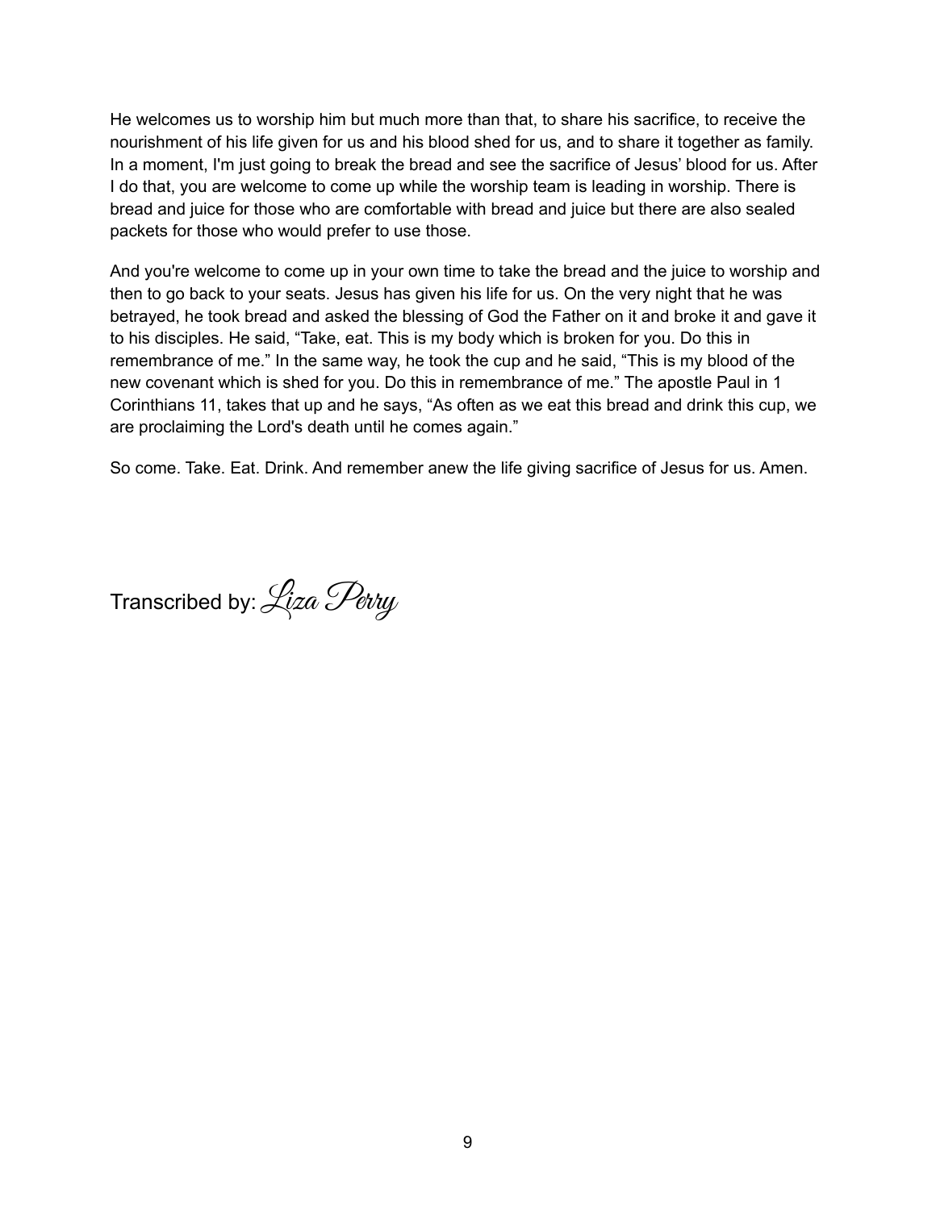He welcomes us to worship him but much more than that, to share his sacrifice, to receive the nourishment of his life given for us and his blood shed for us, and to share it together as family. In a moment, I'm just going to break the bread and see the sacrifice of Jesus' blood for us. After I do that, you are welcome to come up while the worship team is leading in worship. There is bread and juice for those who are comfortable with bread and juice but there are also sealed packets for those who would prefer to use those.

And you're welcome to come up in your own time to take the bread and the juice to worship and then to go back to your seats. Jesus has given his life for us. On the very night that he was betrayed, he took bread and asked the blessing of God the Father on it and broke it and gave it to his disciples. He said, "Take, eat. This is my body which is broken for you. Do this in remembrance of me." In the same way, he took the cup and he said, "This is my blood of the new covenant which is shed for you. Do this in remembrance of me." The apostle Paul in 1 Corinthians 11, takes that up and he says, "As often as we eat this bread and drink this cup, we are proclaiming the Lord's death until he comes again."

So come. Take. Eat. Drink. And remember anew the life giving sacrifice of Jesus for us. Amen.

Transcribed by: *Liza Perry*